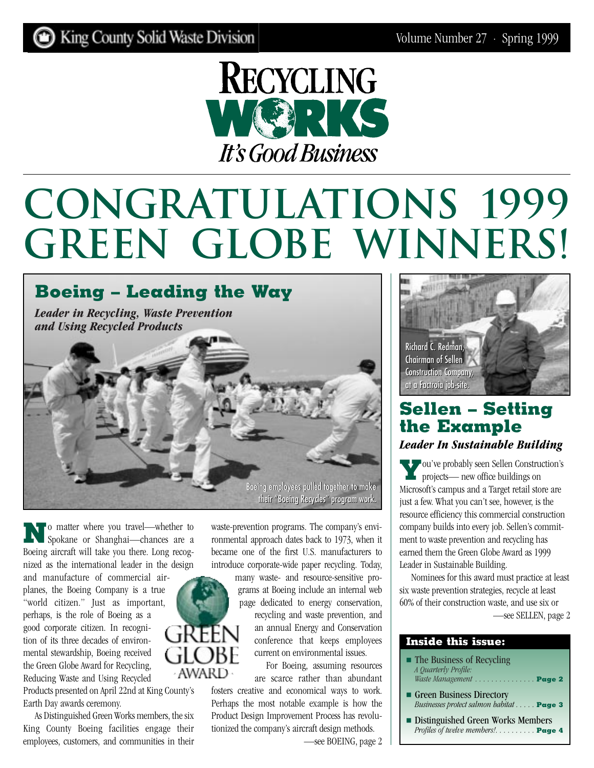King County Solid Waste Division

Volume Number 27 · Spring 1999

# RECYCLING WORKS

*It's Good Business*

# CONGRATULATIONS 1999 GREEN GLOBE WINNERS!

## Boeing – Leading the Way

***Leader in Recycling, Waste Prevention and Using Recycled Products***

Boeing employees pulled together to make their "Boeing Recycles" program work.

No matter where you travel—whether to Spokane or Shanghai—chances are a Boeing aircraft will take you there. Long recognized as the international leader in the design and manufacture of commercial airplanes, the Boeing Company is a true "world citizen." Just as important, perhaps, is the role of Boeing as a good corporate citizen. In recognition of its three decades of environmental stewardship, Boeing received the Green Globe Award for Recycling, Reducing Waste and Using Recycled Products presented on April 22nd at King County's Earth Day awards ceremony.

As Distinguished Green Works members, the six King County Boeing facilities engage their employees, customers, and communities in their waste-prevention programs. The company's environmental approach dates back to 1973, when it became one of the first U.S. manufacturers to introduce corporate-wide paper recycling. Today, many waste- and resource-sensitive programs at Boeing include an internal web page dedicated to energy conservation, recycling and waste prevention, and an annual Energy and Conservation conference that keeps employees current on environmental issues.

GREEN GLOBE AWARD

For Boeing, assuming resources are scarce rather than abundant fosters creative and economical ways to work. Perhaps the most notable example is how the Product Design Improvement Process has revolutionized the company's aircraft design methods.

—see BOEING, page 2

Richard C. Redman, Chairman of Sellen Construction Company, at a Factoria job-site.

## Sellen – Setting the Example

***Leader In Sustainable Building***

You've probably seen Sellen Construction's projects— new office buildings on Microsoft's campus and a Target retail store are just a few. What you can't see, however, is the resource efficiency this commercial construction company builds into every job. Sellen's commitment to waste prevention and recycling has earned them the Green Globe Award as 1999 Leader in Sustainable Building.

Nominees for this award must practice at least six waste prevention strategies, recycle at least 60% of their construction waste, and use six or

—see SELLEN, page 2

### Inside this issue:

- The Business of Recycling
  *A Quarterly Profile: Waste Management* . . . . . . . . . . . . . . . **Page 2**
- Green Business Directory
  *Businesses protect salmon habitat* . . . . . **Page 3**
- Distinguished Green Works Members
  *Profiles of twelve members!*. . . . . . . . . . **Page 4**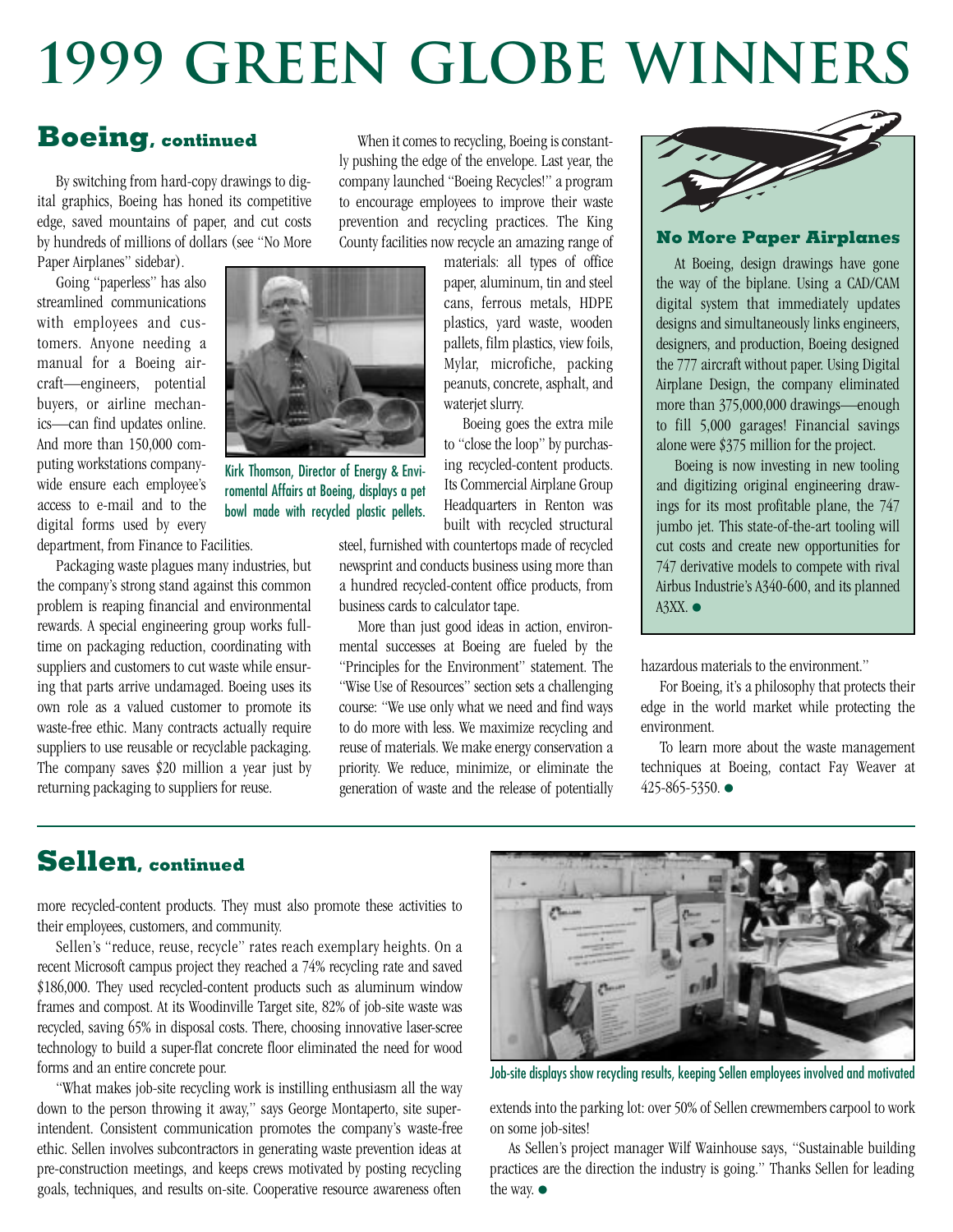# 1999 GREEN GLOBE WINNERS

## Boeing, continued

By switching from hard-copy drawings to digital graphics, Boeing has honed its competitive edge, saved mountains of paper, and cut costs by hundreds of millions of dollars (see "No More Paper Airplanes" sidebar).

Going "paperless" has also streamlined communications with employees and customers. Anyone needing a manual for a Boeing aircraft—engineers, potential buyers, or airline mechanics—can find updates online. And more than 150,000 computing workstations companywide ensure each employee's access to e-mail and to the digital forms used by every department, from Finance to Facilities.

Kirk Thomson, Director of Energy & Environmental Affairs at Boeing, displays a pet bowl made with recycled plastic pellets.

Packaging waste plagues many industries, but the company's strong stand against this common problem is reaping financial and environmental rewards. A special engineering group works full-time on packaging reduction, coordinating with suppliers and customers to cut waste while ensuring that parts arrive undamaged. Boeing uses its own role as a valued customer to promote its waste-free ethic. Many contracts actually require suppliers to use reusable or recyclable packaging. The company saves $20 million a year just by returning packaging to suppliers for reuse.

When it comes to recycling, Boeing is constantly pushing the edge of the envelope. Last year, the company launched "Boeing Recycles!" a program to encourage employees to improve their waste prevention and recycling practices. The King County facilities now recycle an amazing range of materials: all types of office paper, aluminum, tin and steel cans, ferrous metals, HDPE plastics, yard waste, wooden pallets, film plastics, view foils, Mylar, microfiche, packing peanuts, concrete, asphalt, and waterjet slurry.

Boeing goes the extra mile to "close the loop" by purchasing recycled-content products. Its Commercial Airplane Group Headquarters in Renton was built with recycled structural steel, furnished with countertops made of recycled newsprint and conducts business using more than a hundred recycled-content office products, from business cards to calculator tape.

More than just good ideas in action, environmental successes at Boeing are fueled by the "Principles for the Environment" statement. The "Wise Use of Resources" section sets a challenging course: "We use only what we need and find ways to do more with less. We maximize recycling and reuse of materials. We make energy conservation a priority. We reduce, minimize, or eliminate the generation of waste and the release of potentially hazardous materials to the environment."

For Boeing, it's a philosophy that protects their edge in the world market while protecting the environment.

To learn more about the waste management techniques at Boeing, contact Fay Weaver at 425-865-5350. ●

### No More Paper Airplanes

At Boeing, design drawings have gone the way of the biplane. Using a CAD/CAM digital system that immediately updates designs and simultaneously links engineers, designers, and production, Boeing designed the 777 aircraft without paper. Using Digital Airplane Design, the company eliminated more than 375,000,000 drawings—enough to fill 5,000 garages! Financial savings alone were $375 million for the project.

Boeing is now investing in new tooling and digitizing original engineering drawings for its most profitable plane, the 747 jumbo jet. This state-of-the-art tooling will cut costs and create new opportunities for 747 derivative models to compete with rival Airbus Industrie's A340-600, and its planned A3XX. ●

## Sellen, continued

more recycled-content products. They must also promote these activities to their employees, customers, and community.

Sellen's "reduce, reuse, recycle" rates reach exemplary heights. On a recent Microsoft campus project they reached a 74% recycling rate and saved $186,000. They used recycled-content products such as aluminum window frames and compost. At its Woodinville Target site, 82% of job-site waste was recycled, saving 65% in disposal costs. There, choosing innovative laser-screen technology to build a super-flat concrete floor eliminated the need for wood forms and an entire concrete pour.

"What makes job-site recycling work is instilling enthusiasm all the way down to the person throwing it away," says George Montaperto, site superintendent. Consistent communication promotes the company's waste-free ethic. Sellen involves subcontractors in generating waste prevention ideas at pre-construction meetings, and keeps crews motivated by posting recycling goals, techniques, and results on-site. Cooperative resource awareness often extends into the parking lot: over 50% of Sellen crewmembers carpool to work on some job-sites!

Job-site displays show recycling results, keeping Sellen employees involved and motivated

As Sellen's project manager Wilf Wainhouse says, "Sustainable building practices are the direction the industry is going." Thanks Sellen for leading the way. ●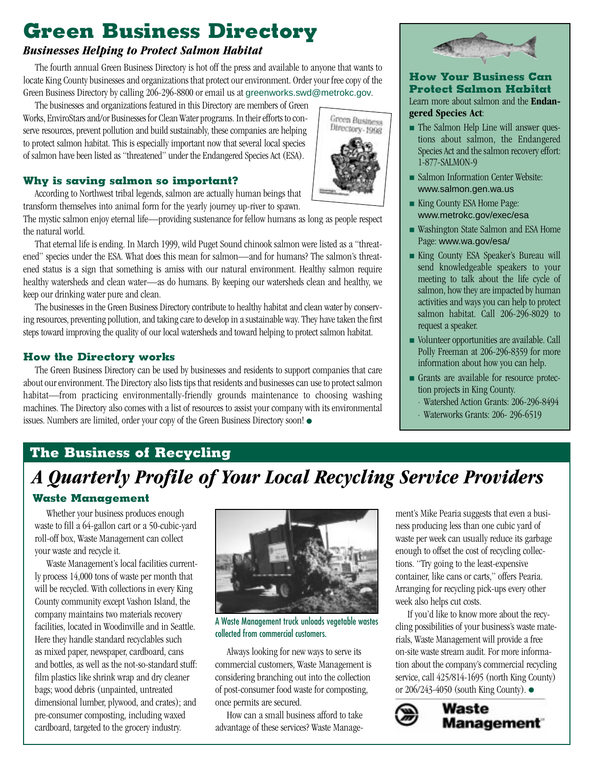# Green Business Directory

### *Businesses Helping to Protect Salmon Habitat*

The fourth annual Green Business Directory is hot off the press and available to anyone that wants to locate King County businesses and organizations that protect our environment. Order your free copy of the Green Business Directory by calling 206-296-8800 or email us at greenworks.swd@metrokc.gov.

The businesses and organizations featured in this Directory are members of Green Works, EnviroStars and/or Businesses for Clean Water programs. In their efforts to conserve resources, prevent pollution and build sustainably, these companies are helping to protect salmon habitat. This is especially important now that several local species of salmon have been listed as "threatened" under the Endangered Species Act (ESA).

### Why is saving salmon so important?

According to Northwest tribal legends, salmon are actually human beings that transform themselves into animal form for the yearly journey up-river to spawn. The mystic salmon enjoy eternal life—providing sustenance for fellow humans as long as people respect the natural world.

That eternal life is ending. In March 1999, wild Puget Sound chinook salmon were listed as a "threatened" species under the ESA. What does this mean for salmon—and for humans? The salmon's threatened status is a sign that something is amiss with our natural environment. Healthy salmon require healthy watersheds and clean water—as do humans. By keeping our watersheds clean and healthy, we keep our drinking water pure and clean.

The businesses in the Green Business Directory contribute to healthy habitat and clean water by conserving resources, preventing pollution, and taking care to develop in a sustainable way. They have taken the first steps toward improving the quality of our local watersheds and toward helping to protect salmon habitat.

### How the Directory works

The Green Business Directory can be used by businesses and residents to support companies that care about our environment. The Directory also lists tips that residents and businesses can use to protect salmon habitat—from practicing environmentally-friendly grounds maintenance to choosing washing machines. The Directory also comes with a list of resources to assist your company with its environmental issues. Numbers are limited, order your copy of the Green Business Directory soon! ●

### How Your Business Can Protect Salmon Habitat

Learn more about salmon and the **Endangered Species Act**:

- The Salmon Help Line will answer questions about salmon, the Endangered Species Act and the salmon recovery effort: 1-877-SALMON-9
- Salmon Information Center Website: www.salmon.gen.wa.us
- King County ESA Home Page: www.metrokc.gov/exec/esa
- Washington State Salmon and ESA Home Page: www.wa.gov/esa/
- King County ESA Speaker's Bureau will send knowledgeable speakers to your meeting to talk about the life cycle of salmon, how they are impacted by human activities and ways you can help to protect salmon habitat. Call 206-296-8029 to request a speaker.
- Volunteer opportunities are available. Call Polly Freeman at 206-296-8359 for more information about how you can help.
- Grants are available for resource protection projects in King County.
  - Watershed Action Grants: 206-296-8494
  - Waterworks Grants: 206- 296-6519

## The Business of Recycling

# *A Quarterly Profile of Your Local Recycling Service Providers*

### Waste Management

Whether your business produces enough waste to fill a 64-gallon cart or a 50-cubic-yard roll-off box, Waste Management can collect your waste and recycle it.

Waste Management's local facilities currently process 14,000 tons of waste per month that will be recycled. With collections in every King County community except Vashon Island, the company maintains two materials recovery facilities, located in Woodinville and in Seattle. Here they handle standard recyclables such as mixed paper, newspaper, cardboard, cans and bottles, as well as the not-so-standard stuff: film plastics like shrink wrap and dry cleaner bags; wood debris (unpainted, untreated dimensional lumber, plywood, and crates); and pre-consumer composting, including waxed cardboard, targeted to the grocery industry.

A Waste Management truck unloads vegetable wastes collected from commercial customers.

Always looking for new ways to serve its commercial customers, Waste Management is considering branching out into the collection of post-consumer food waste for composting, once permits are secured.

How can a small business afford to take advantage of these services? Waste Management's Mike Pearia suggests that even a business producing less than one cubic yard of waste per week can usually reduce its garbage enough to offset the cost of recycling collections. "Try going to the least-expensive container, like cans or carts," offers Pearia. Arranging for recycling pick-ups every other week also helps cut costs.

If you'd like to know more about the recycling possibilities of your business's waste materials, Waste Management will provide a free on-site waste stream audit. For more information about the company's commercial recycling service, call 425/814-1695 (north King County) or 206/243-4050 (south King County). ●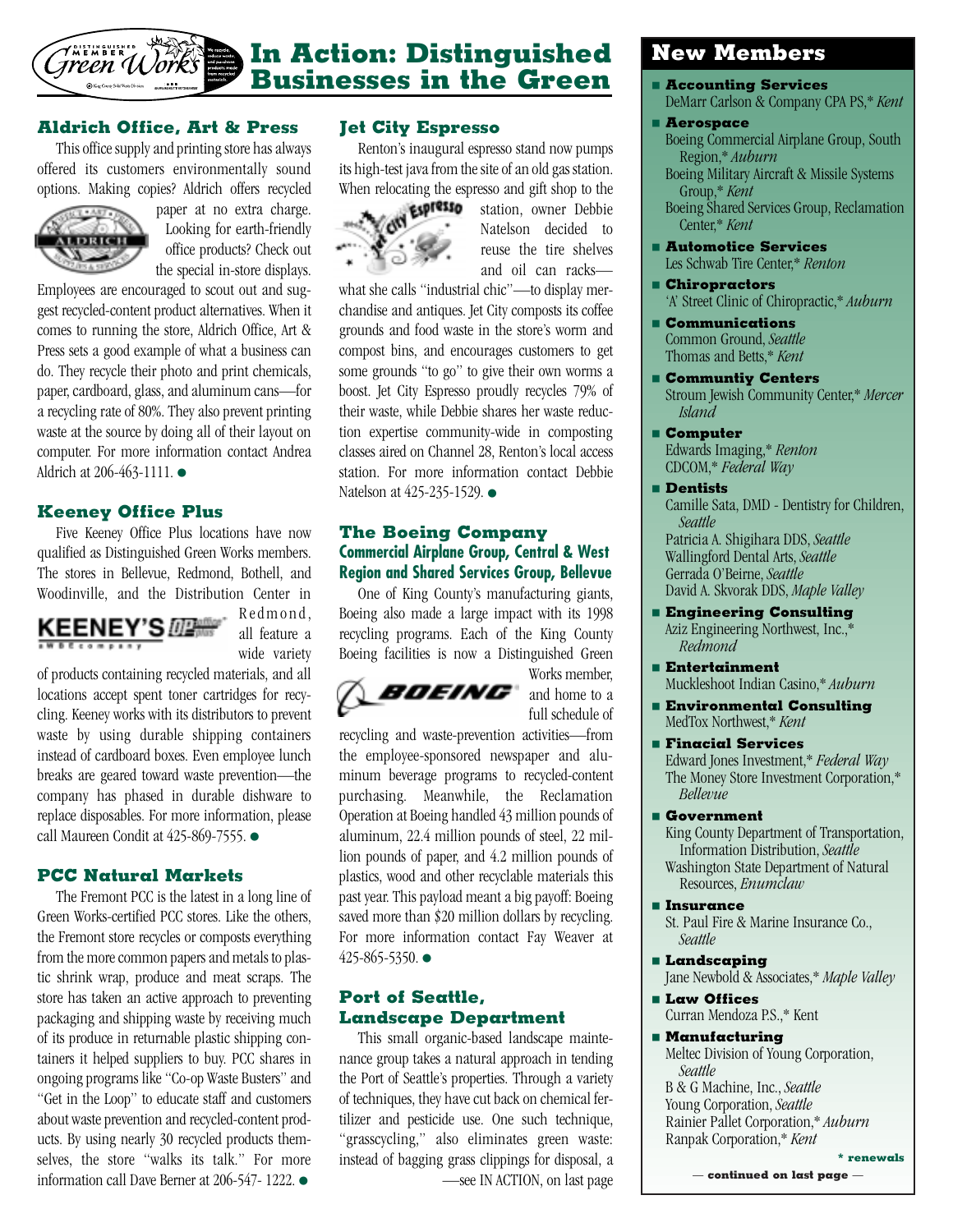# In Action: Distinguished Businesses in the Green

## Aldrich Office, Art & Press

This office supply and printing store has always offered its customers environmentally sound options. Making copies? Aldrich offers recycled paper at no extra charge. Looking for earth-friendly office products? Check out the special in-store displays. Employees are encouraged to scout out and suggest recycled-content product alternatives. When it comes to running the store, Aldrich Office, Art & Press sets a good example of what a business can do. They recycle their photo and print chemicals, paper, cardboard, glass, and aluminum cans—for a recycling rate of 80%. They also prevent printing waste at the source by doing all of their layout on computer. For more information contact Andrea Aldrich at 206-463-1111. ●

## Keeney Office Plus

Five Keeney Office Plus locations have now qualified as Distinguished Green Works members. The stores in Bellevue, Redmond, Bothell, and Woodinville, and the Distribution Center in Redmond, all feature a wide variety of products containing recycled materials, and all locations accept spent toner cartridges for recycling. Keeney works with its distributors to prevent waste by using durable shipping containers instead of cardboard boxes. Even employee lunch breaks are geared toward waste prevention—the company has phased in durable dishware to replace disposables. For more information, please call Maureen Condit at 425-869-7555. ●

## PCC Natural Markets

The Fremont PCC is the latest in a long line of Green Works-certified PCC stores. Like the others, the Fremont store recycles or composts everything from the more common papers and metals to plastic shrink wrap, produce and meat scraps. The store has taken an active approach to preventing packaging and shipping waste by receiving much of its produce in returnable plastic shipping containers it helped suppliers to buy. PCC shares in ongoing programs like "Co-op Waste Busters" and "Get in the Loop" to educate staff and customers about waste prevention and recycled-content products. By using nearly 30 recycled products themselves, the store "walks its talk." For more information call Dave Berner at 206-547- 1222. ●

## Jet City Espresso

Renton's inaugural espresso stand now pumps its high-test java from the site of an old gas station. When relocating the espresso and gift shop to the station, owner Debbie Natelson decided to reuse the tire shelves and oil can racks—what she calls "industrial chic"—to display merchandise and antiques. Jet City composts its coffee grounds and food waste in the store's worm and compost bins, and encourages customers to get some grounds "to go" to give their own worms a boost. Jet City Espresso proudly recycles 79% of their waste, while Debbie shares her waste reduction expertise community-wide in composting classes aired on Channel 28, Renton's local access station. For more information contact Debbie Natelson at 425-235-1529. ●

## The Boeing Company

### Commercial Airplane Group, Central & West Region and Shared Services Group, Bellevue

One of King County's manufacturing giants, Boeing also made a large impact with its 1998 recycling programs. Each of the King County Boeing facilities is now a Distinguished Green Works member, and home to a full schedule of recycling and waste-prevention activities—from the employee-sponsored newspaper and aluminum beverage programs to recycled-content purchasing. Meanwhile, the Reclamation Operation at Boeing handled 43 million pounds of aluminum, 22.4 million pounds of steel, 22 million pounds of paper, and 4.2 million pounds of plastics, wood and other recyclable materials this past year. This payload meant a big payoff: Boeing saved more than $20 million dollars by recycling. For more information contact Fay Weaver at 425-865-5350. ●

## Port of Seattle, Landscape Department

This small organic-based landscape maintenance group takes a natural approach in tending the Port of Seattle's properties. Through a variety of techniques, they have cut back on chemical fertilizer and pesticide use. One such technique, "grasscycling," also eliminates green waste: instead of bagging grass clippings for disposal, a

—see IN ACTION, on last page

## New Members

- **Accounting Services**
  DeMarr Carlson & Company CPA PS,* *Kent*
- **Aerospace**
  Boeing Commercial Airplane Group, South Region,* *Auburn*
  Boeing Military Aircraft & Missile Systems Group,* *Kent*
  Boeing Shared Services Group, Reclamation Center,* *Kent*
- **Automotice Services**
  Les Schwab Tire Center,* *Renton*
- **Chiropractors**
  'A' Street Clinic of Chiropractic,* *Auburn*
- **Communications**
  Common Ground, *Seattle*
  Thomas and Betts,* *Kent*
- **Communtiy Centers**
  Stroum Jewish Community Center,* *Mercer Island*
- **Computer**
  Edwards Imaging,* *Renton*
  CDCOM,* *Federal Way*
- **Dentists**
  Camille Sata, DMD - Dentistry for Children, *Seattle*
  Patricia A. Shigihara DDS, *Seattle*
  Wallingford Dental Arts, *Seattle*
  Gerrada O'Beirne, *Seattle*
  David A. Skvorak DDS, *Maple Valley*
- **Engineering Consulting**
  Aziz Engineering Northwest, Inc.,* *Redmond*
- **Entertainment**
  Muckleshoot Indian Casino,* *Auburn*
- **Environmental Consulting**
  MedTox Northwest,* *Kent*
- **Finacial Services**
  Edward Jones Investment,* *Federal Way*
  The Money Store Investment Corporation,* *Bellevue*
- **Government**
  King County Department of Transportation, Information Distribution, *Seattle*
  Washington State Department of Natural Resources, *Enumclaw*
- **Insurance**
  St. Paul Fire & Marine Insurance Co., *Seattle*
- **Landscaping**
  Jane Newbold & Associates,* *Maple Valley*
- **Law Offices**
  Curran Mendoza P.S.,* Kent
- **Manufacturing**
  Meltec Division of Young Corporation, *Seattle*
  B & G Machine, Inc., *Seattle*
  Young Corporation, *Seattle*
  Rainier Pallet Corporation,* *Auburn*
  Ranpak Corporation,* *Kent*

**\* renewals**

**— continued on last page —**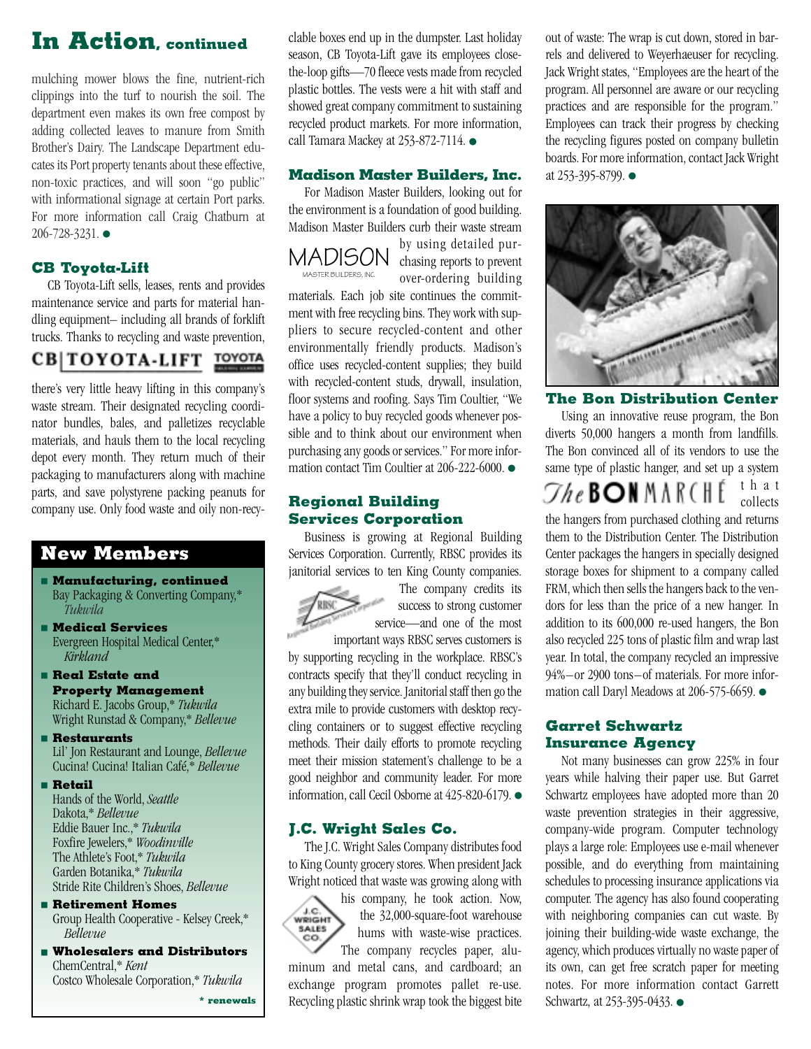## In Action, continued

mulching mower blows the fine, nutrient-rich clippings into the turf to nourish the soil. The department even makes its own free compost by adding collected leaves to manure from Smith Brother's Dairy. The Landscape Department educates its Port property tenants about these effective, non-toxic practices, and will soon "go public" with informational signage at certain Port parks. For more information call Craig Chatburn at 206-728-3231. ●

### CB Toyota-Lift

CB Toyota-Lift sells, leases, rents and provides maintenance service and parts for material handling equipment– including all brands of forklift trucks. Thanks to recycling and waste prevention, there's very little heavy lifting in this company's waste stream. Their designated recycling coordinator bundles, bales, and palletizes recyclable materials, and hauls them to the local recycling depot every month. They return much of their packaging to manufacturers along with machine parts, and save polystyrene packing peanuts for company use. Only food waste and oily non-recyclable boxes end up in the dumpster. Last holiday season, CB Toyota-Lift gave its employees close-the-loop gifts—70 fleece vests made from recycled plastic bottles. The vests were a hit with staff and showed great company commitment to sustaining recycled product markets. For more information, call Tamara Mackey at 253-872-7114. ●

### Madison Master Builders, Inc.

For Madison Master Builders, looking out for the environment is a foundation of good building. Madison Master Builders curb their waste stream by using detailed purchasing reports to prevent over-ordering building materials. Each job site continues the commitment with free recycling bins. They work with suppliers to secure recycled-content and other environmentally friendly products. Madison's office uses recycled-content supplies; they build with recycled-content studs, drywall, insulation, floor systems and roofing. Says Tim Coultier, "We have a policy to buy recycled goods whenever possible and to think about our environment when purchasing any goods or services." For more information contact Tim Coultier at 206-222-6000. ●

### Regional Building Services Corporation

Business is growing at Regional Building Services Corporation. Currently, RBSC provides its janitorial services to ten King County companies. The company credits its success to strong customer service—and one of the most important ways RBSC serves customers is by supporting recycling in the workplace. RBSC's contracts specify that they'll conduct recycling in any building they service. Janitorial staff then go the extra mile to provide customers with desktop recycling containers or to suggest effective recycling methods. Their daily efforts to promote recycling meet their mission statement's challenge to be a good neighbor and community leader. For more information, call Cecil Osborne at 425-820-6179. ●

### J.C. Wright Sales Co.

The J.C. Wright Sales Company distributes food to King County grocery stores. When president Jack Wright noticed that waste was growing along with his company, he took action. Now, the 32,000-square-foot warehouse hums with waste-wise practices. The company recycles paper, aluminum and metal cans, and cardboard; an exchange program promotes pallet re-use. Recycling plastic shrink wrap took the biggest bite out of waste: The wrap is cut down, stored in barrels and delivered to Weyerhaeuser for recycling. Jack Wright states, "Employees are the heart of the program. All personnel are aware or our recycling practices and are responsible for the program." Employees can track their progress by checking the recycling figures posted on company bulletin boards. For more information, contact Jack Wright at 253-395-8799. ●

### The Bon Distribution Center

Using an innovative reuse program, the Bon diverts 50,000 hangers a month from landfills. The Bon convinced all of its vendors to use the same type of plastic hanger, and set up a system that collects the hangers from purchased clothing and returns them to the Distribution Center. The Distribution Center packages the hangers in specially designed storage boxes for shipment to a company called FRM, which then sells the hangers back to the vendors for less than the price of a new hanger. In addition to its 600,000 re-used hangers, the Bon also recycled 225 tons of plastic film and wrap last year. In total, the company recycled an impressive 94%–or 2900 tons–of materials. For more information call Daryl Meadows at 206-575-6659. ●

### Garret Schwartz Insurance Agency

Not many businesses can grow 225% in four years while halving their paper use. But Garret Schwartz employees have adopted more than 20 waste prevention strategies in their aggressive, company-wide program. Computer technology plays a large role: Employees use e-mail whenever possible, and do everything from maintaining schedules to processing insurance applications via computer. The agency has also found cooperating with neighboring companies can cut waste. By joining their building-wide waste exchange, the agency, which produces virtually no waste paper of its own, can get free scratch paper for meeting notes. For more information contact Garrett Schwartz, at 253-395-0433. ●

## New Members

- **Manufacturing, continued**
  Bay Packaging & Converting Company,* *Tukwila*
- **Medical Services**
  Evergreen Hospital Medical Center,* *Kirkland*
- **Real Estate and Property Management**
  Richard E. Jacobs Group,* *Tukwila*
  Wright Runstad & Company,* *Bellevue*
- **Restaurants**
  Lil' Jon Restaurant and Lounge, *Bellevue*
  Cucina! Cucina! Italian Café,* *Bellevue*
- **Retail**
  Hands of the World, *Seattle*
  Dakota,* *Bellevue*
  Eddie Bauer Inc.,* *Tukwila*
  Foxfire Jewelers,* *Woodinville*
  The Athlete's Foot,* *Tukwila*
  Garden Botanika,* *Tukwila*
  Stride Rite Children's Shoes, *Bellevue*
- **Retirement Homes**
  Group Health Cooperative - Kelsey Creek,* *Bellevue*
- **Wholesalers and Distributors**
  ChemCentral,* *Kent*
  Costco Wholesale Corporation,* *Tukwila*

**\* renewals**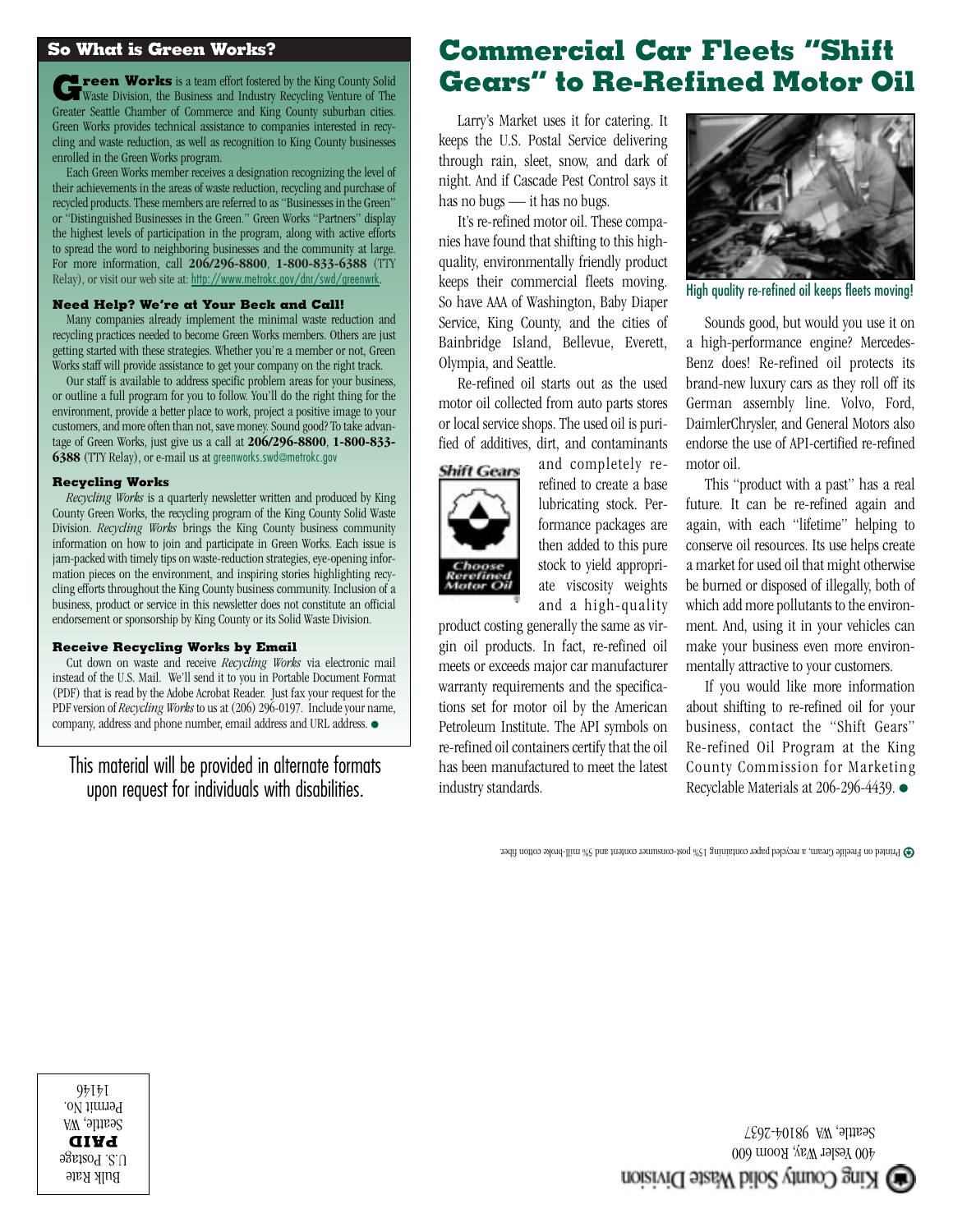## So What is Green Works?

**Green Works** is a team effort fostered by the King County Solid Waste Division, the Business and Industry Recycling Venture of The Greater Seattle Chamber of Commerce and King County suburban cities. Green Works provides technical assistance to companies interested in recycling and waste reduction, as well as recognition to King County businesses enrolled in the Green Works program.

Each Green Works member receives a designation recognizing the level of their achievements in the areas of waste reduction, recycling and purchase of recycled products. These members are referred to as "Businesses in the Green" or "Distinguished Businesses in the Green." Green Works "Partners" display the highest levels of participation in the program, along with active efforts to spread the word to neighboring businesses and the community at large. For more information, call **206/296-8800**, **1-800-833-6388** (TTY Relay), or visit our web site at: http://www.metrokc.gov/dnr/swd/greenwrk.

### Need Help? We're at Your Beck and Call!

Many companies already implement the minimal waste reduction and recycling practices needed to become Green Works members. Others are just getting started with these strategies. Whether you're a member or not, Green Works staff will provide assistance to get your company on the right track.

Our staff is available to address specific problem areas for your business, or outline a full program for you to follow. You'll do the right thing for the environment, provide a better place to work, project a positive image to your customers, and more often than not, save money. Sound good? To take advantage of Green Works, just give us a call at **206/296-8800**, **1-800-833-6388** (TTY Relay), or e-mail us at greenworks.swd@metrokc.gov

### Recycling Works

*Recycling Works* is a quarterly newsletter written and produced by King County Green Works, the recycling program of the King County Solid Waste Division. *Recycling Works* brings the King County business community information on how to join and participate in Green Works. Each issue is jam-packed with timely tips on waste-reduction strategies, eye-opening information pieces on the environment, and inspiring stories highlighting recycling efforts throughout the King County business community. Inclusion of a business, product or service in this newsletter does not constitute an official endorsement or sponsorship by King County or its Solid Waste Division.

### Receive Recycling Works by Email

Cut down on waste and receive *Recycling Works* via electronic mail instead of the U.S. Mail. We'll send it to you in Portable Document Format (PDF) that is read by the Adobe Acrobat Reader. Just fax your request for the PDF version of *Recycling Works* to us at (206) 296-0197. Include your name, company, address and phone number, email address and URL address. ●

This material will be provided in alternate formats upon request for individuals with disabilities.

# Commercial Car Fleets "Shift Gears" to Re-Refined Motor Oil

Larry's Market uses it for catering. It keeps the U.S. Postal Service delivering through rain, sleet, snow, and dark of night. And if Cascade Pest Control says it has no bugs — it has no bugs.

It's re-refined motor oil. These companies have found that shifting to this high-quality, environmentally friendly product keeps their commercial fleets moving. So have AAA of Washington, Baby Diaper Service, King County, and the cities of Bainbridge Island, Bellevue, Everett, Olympia, and Seattle.

Re-refined oil starts out as the used motor oil collected from auto parts stores or local service shops. The used oil is purified of additives, dirt, and contaminants and completely re-refined to create a base lubricating stock. Performance packages are then added to this pure stock to yield appropriate viscosity weights and a high-quality product costing generally the same as virgin oil products. In fact, re-refined oil meets or exceeds major car manufacturer warranty requirements and the specifications set for motor oil by the American Petroleum Institute. The API symbols on re-refined oil containers certify that the oil has been manufactured to meet the latest industry standards.

Shift Gears — Choose Rerefined Motor Oil

High quality re-refined oil keeps fleets moving!

Sounds good, but would you use it on a high-performance engine? Mercedes-Benz does! Re-refined oil protects its brand-new luxury cars as they roll off its German assembly line. Volvo, Ford, DaimlerChrysler, and General Motors also endorse the use of API-certified re-refined motor oil.

This "product with a past" has a real future. It can be re-refined again and again, with each "lifetime" helping to conserve oil resources. Its use helps create a market for used oil that might otherwise be burned or disposed of illegally, both of which add more pollutants to the environment. And, using it in your vehicles can make your business even more environmentally attractive to your customers.

If you would like more information about shifting to re-refined oil for your business, contact the "Shift Gears" Re-refined Oil Program at the King County Commission for Marketing Recyclable Materials at 206-296-4439. ●

Printed on Freelife Cream, a recycled paper containing 15% post-consumer content and 5% mill-broke cotton fiber.

King County Solid Waste Division
400 Yesler Way, Room 600
Seattle, WA 98104-2637

Bulk Rate
U.S. Postage
**PAID**
Seattle, WA
Permit No.
14146